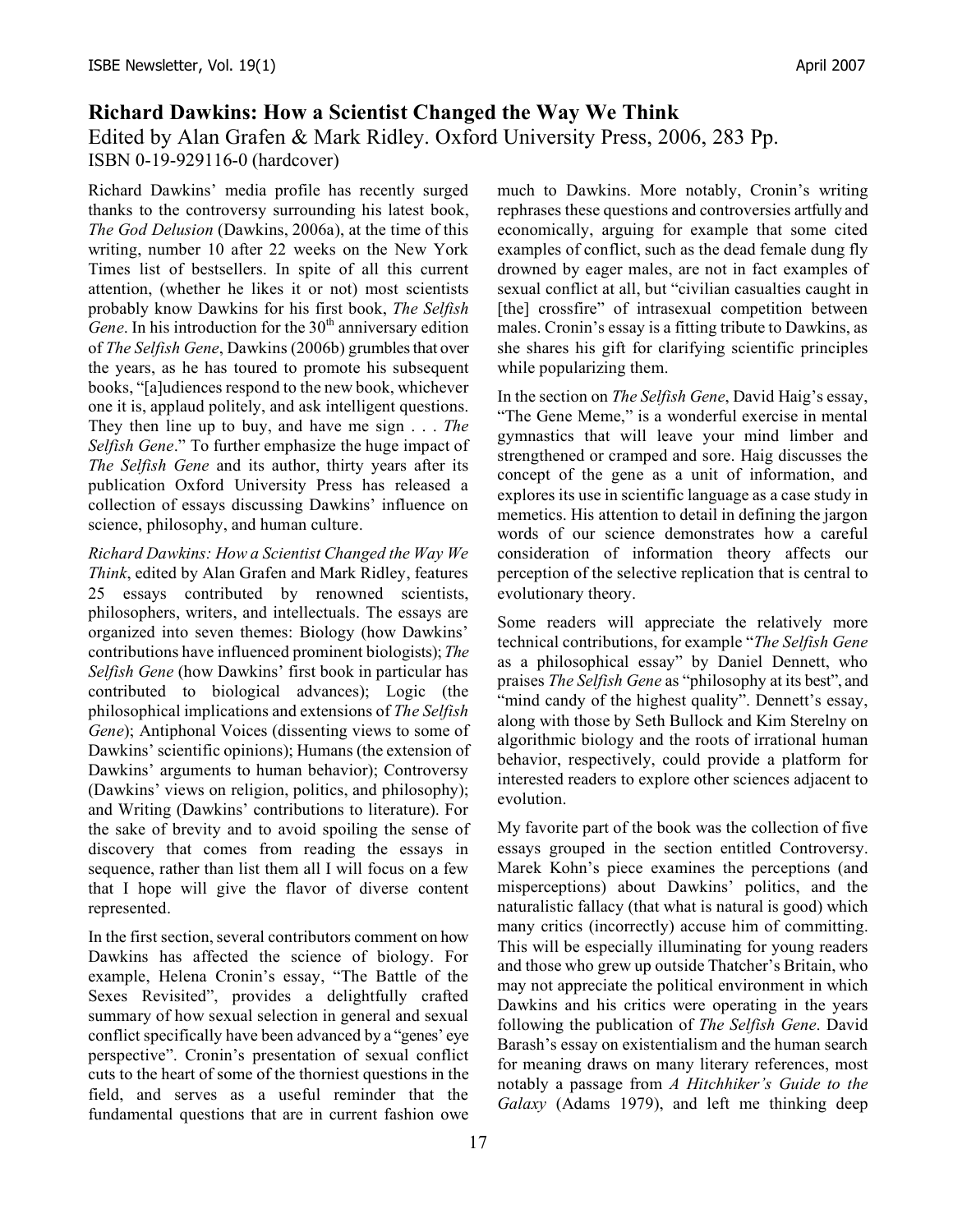## Richard Dawkins: How a Scientist Changed the Way We Think

Edited by Alan Grafen & Mark Ridley. Oxford University Press, 2006, 283 Pp.
ISBN 0-19-929116-0 (hardcover)

Richard Dawkins' media profile has recently surged thanks to the controversy surrounding his latest book, *The God Delusion* (Dawkins, 2006a), at the time of this writing, number 10 after 22 weeks on the New York Times list of bestsellers. In spite of all this current attention, (whether he likes it or not) most scientists probably know Dawkins for his first book, *The Selfish Gene*. In his introduction for the 30th anniversary edition of *The Selfish Gene*, Dawkins (2006b) grumbles that over the years, as he has toured to promote his subsequent books, "[a]udiences respond to the new book, whichever one it is, applaud politely, and ask intelligent questions. They then line up to buy, and have me sign . . . *The Selfish Gene*." To further emphasize the huge impact of *The Selfish Gene* and its author, thirty years after its publication Oxford University Press has released a collection of essays discussing Dawkins' influence on science, philosophy, and human culture.

*Richard Dawkins: How a Scientist Changed the Way We Think*, edited by Alan Grafen and Mark Ridley, features 25 essays contributed by renowned scientists, philosophers, writers, and intellectuals. The essays are organized into seven themes: Biology (how Dawkins' contributions have influenced prominent biologists); *The Selfish Gene* (how Dawkins' first book in particular has contributed to biological advances); Logic (the philosophical implications and extensions of *The Selfish Gene*); Antiphonal Voices (dissenting views to some of Dawkins' scientific opinions); Humans (the extension of Dawkins' arguments to human behavior); Controversy (Dawkins' views on religion, politics, and philosophy); and Writing (Dawkins' contributions to literature). For the sake of brevity and to avoid spoiling the sense of discovery that comes from reading the essays in sequence, rather than list them all I will focus on a few that I hope will give the flavor of diverse content represented.

In the first section, several contributors comment on how Dawkins has affected the science of biology. For example, Helena Cronin's essay, "The Battle of the Sexes Revisited", provides a delightfully crafted summary of how sexual selection in general and sexual conflict specifically have been advanced by a "genes' eye perspective". Cronin's presentation of sexual conflict cuts to the heart of some of the thorniest questions in the field, and serves as a useful reminder that the fundamental questions that are in current fashion owe much to Dawkins. More notably, Cronin's writing rephrases these questions and controversies artfully and economically, arguing for example that some cited examples of conflict, such as the dead female dung fly drowned by eager males, are not in fact examples of sexual conflict at all, but "civilian casualties caught in [the] crossfire" of intrasexual competition between males. Cronin's essay is a fitting tribute to Dawkins, as she shares his gift for clarifying scientific principles while popularizing them.

In the section on *The Selfish Gene*, David Haig's essay, "The Gene Meme," is a wonderful exercise in mental gymnastics that will leave your mind limber and strengthened or cramped and sore. Haig discusses the concept of the gene as a unit of information, and explores its use in scientific language as a case study in memetics. His attention to detail in defining the jargon words of our science demonstrates how a careful consideration of information theory affects our perception of the selective replication that is central to evolutionary theory.

Some readers will appreciate the relatively more technical contributions, for example "*The Selfish Gene* as a philosophical essay" by Daniel Dennett, who praises *The Selfish Gene* as "philosophy at its best", and "mind candy of the highest quality". Dennett's essay, along with those by Seth Bullock and Kim Sterelny on algorithmic biology and the roots of irrational human behavior, respectively, could provide a platform for interested readers to explore other sciences adjacent to evolution.

My favorite part of the book was the collection of five essays grouped in the section entitled Controversy. Marek Kohn's piece examines the perceptions (and misperceptions) about Dawkins' politics, and the naturalistic fallacy (that what is natural is good) which many critics (incorrectly) accuse him of committing. This will be especially illuminating for young readers and those who grew up outside Thatcher's Britain, who may not appreciate the political environment in which Dawkins and his critics were operating in the years following the publication of *The Selfish Gene*. David Barash's essay on existentialism and the human search for meaning draws on many literary references, most notably a passage from *A Hitchhiker's Guide to the Galaxy* (Adams 1979), and left me thinking deep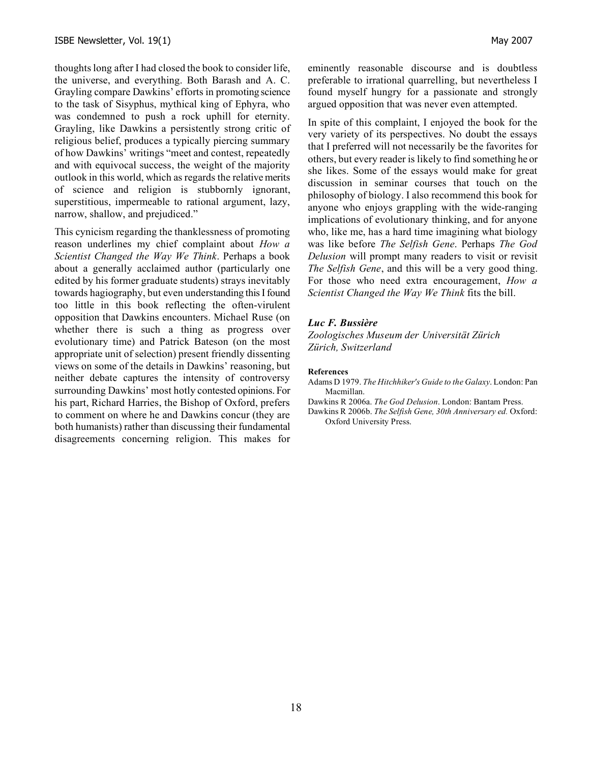thoughts long after I had closed the book to consider life, the universe, and everything. Both Barash and A. C. Grayling compare Dawkins' efforts in promoting science to the task of Sisyphus, mythical king of Ephyra, who was condemned to push a rock uphill for eternity. Grayling, like Dawkins a persistently strong critic of religious belief, produces a typically piercing summary of how Dawkins' writings "meet and contest, repeatedly and with equivocal success, the weight of the majority outlook in this world, which as regards the relative merits of science and religion is stubbornly ignorant, superstitious, impermeable to rational argument, lazy, narrow, shallow, and prejudiced."

This cynicism regarding the thanklessness of promoting reason underlines my chief complaint about *How a Scientist Changed the Way We Think*. Perhaps a book about a generally acclaimed author (particularly one edited by his former graduate students) strays inevitably towards hagiography, but even understanding this I found too little in this book reflecting the often-virulent opposition that Dawkins encounters. Michael Ruse (on whether there is such a thing as progress over evolutionary time) and Patrick Bateson (on the most appropriate unit of selection) present friendly dissenting views on some of the details in Dawkins' reasoning, but neither debate captures the intensity of controversy surrounding Dawkins' most hotly contested opinions. For his part, Richard Harries, the Bishop of Oxford, prefers to comment on where he and Dawkins concur (they are both humanists) rather than discussing their fundamental disagreements concerning religion. This makes for eminently reasonable discourse and is doubtless preferable to irrational quarrelling, but nevertheless I found myself hungry for a passionate and strongly argued opposition that was never even attempted.

In spite of this complaint, I enjoyed the book for the very variety of its perspectives. No doubt the essays that I preferred will not necessarily be the favorites for others, but every reader is likely to find something he or she likes. Some of the essays would make for great discussion in seminar courses that touch on the philosophy of biology. I also recommend this book for anyone who enjoys grappling with the wide-ranging implications of evolutionary thinking, and for anyone who, like me, has a hard time imagining what biology was like before *The Selfish Gene*. Perhaps *The God Delusion* will prompt many readers to visit or revisit *The Selfish Gene*, and this will be a very good thing. For those who need extra encouragement, *How a Scientist Changed the Way We Think* fits the bill.

***Luc F. Bussière***
*Zoologisches Museum der Universität Zürich*
*Zürich, Switzerland*

**References**

Adams D 1979. *The Hitchhiker's Guide to the Galaxy*. London: Pan Macmillan.

Dawkins R 2006a. *The God Delusion*. London: Bantam Press.

Dawkins R 2006b. *The Selfish Gene, 30th Anniversary ed.* Oxford: Oxford University Press.